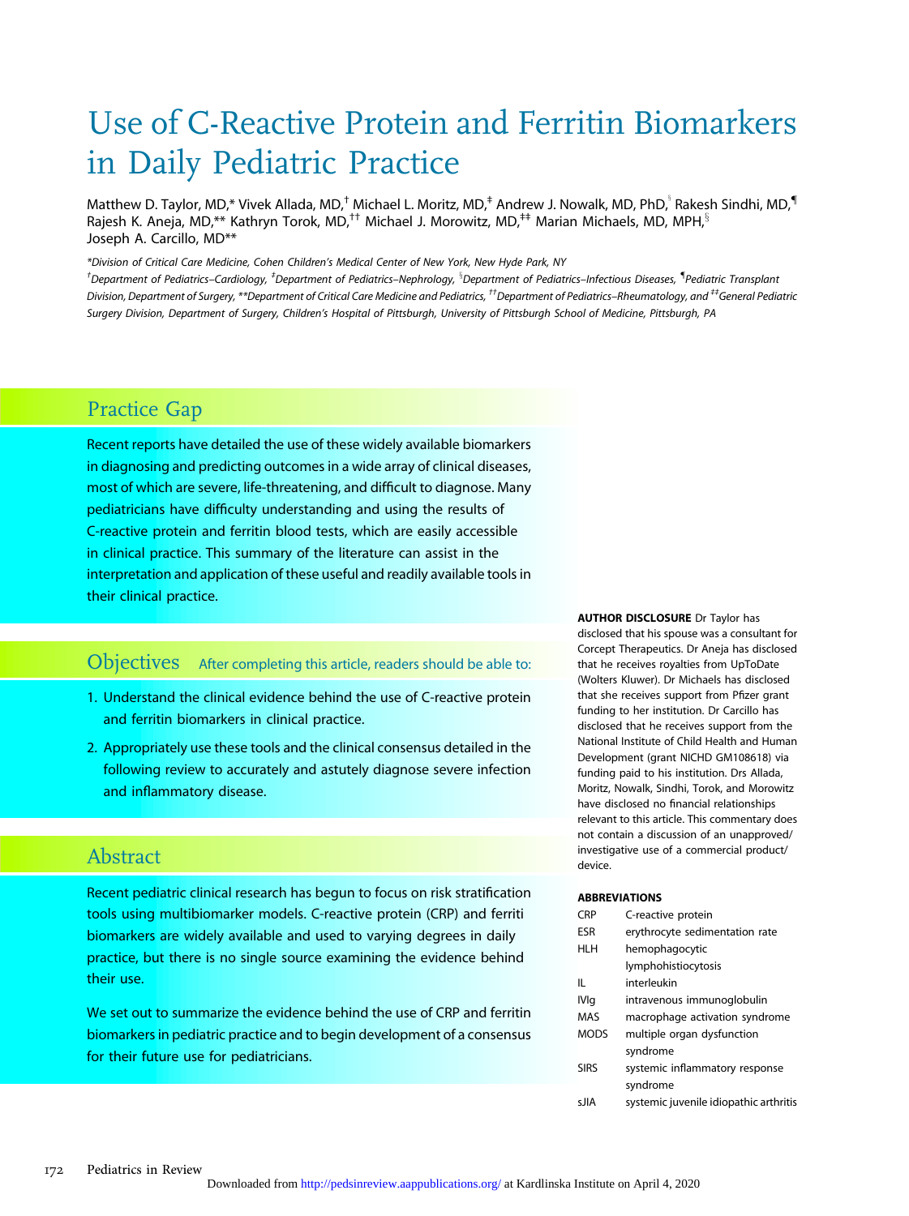# Use of C-Reactive Protein and Ferritin Biomarkers in Daily Pediatric Practice

Matthew D. Taylor, MD,* Vivek Allada, MD,[†] Michael L. Moritz, MD,[‡] Andrew J. Nowalk, MD, PhD,[§] Rakesh Sindhi, MD,[¶] Rajesh K. Aneja, MD,** Kathryn Torok, MD,[††] Michael J. Morowitz, MD,[‡‡] Marian Michaels, MD, MPH,[§] Joseph A. Carcillo, MD**

*Division of Critical Care Medicine, Cohen Children's Medical Center of New York, New Hyde Park, NY

[†]Department of Pediatrics–Cardiology, [‡]Department of Pediatrics–Nephrology, [§]Department of Pediatrics–Infectious Diseases, [¶]Pediatric Transplant Division, Department of Surgery, **Department of Critical Care Medicine and Pediatrics, [††]Department of Pediatrics–Rheumatology, and [‡‡]General Pediatric Surgery Division, Department of Surgery, Children's Hospital of Pittsburgh, University of Pittsburgh School of Medicine, Pittsburgh, PA

## Practice Gap

Recent reports have detailed the use of these widely available biomarkers in diagnosing and predicting outcomes in a wide array of clinical diseases, most of which are severe, life-threatening, and difficult to diagnose. Many pediatricians have difficulty understanding and using the results of C-reactive protein and ferritin blood tests, which are easily accessible in clinical practice. This summary of the literature can assist in the interpretation and application of these useful and readily available tools in their clinical practice.

## Objectives

After completing this article, readers should be able to:

1. Understand the clinical evidence behind the use of C-reactive protein and ferritin biomarkers in clinical practice.
2. Appropriately use these tools and the clinical consensus detailed in the following review to accurately and astutely diagnose severe infection and inflammatory disease.

## Abstract

Recent pediatric clinical research has begun to focus on risk stratification tools using multibiomarker models. C-reactive protein (CRP) and ferriti biomarkers are widely available and used to varying degrees in daily practice, but there is no single source examining the evidence behind their use.

We set out to summarize the evidence behind the use of CRP and ferritin biomarkers in pediatric practice and to begin development of a consensus for their future use for pediatricians.

**AUTHOR DISCLOSURE** Dr Taylor has disclosed that his spouse was a consultant for Corcept Therapeutics. Dr Aneja has disclosed that he receives royalties from UpToDate (Wolters Kluwer). Dr Michaels has disclosed that she receives support from Pfizer grant funding to her institution. Dr Carcillo has disclosed that he receives support from the National Institute of Child Health and Human Development (grant NICHD GM108618) via funding paid to his institution. Drs Allada, Moritz, Nowalk, Sindhi, Torok, and Morowitz have disclosed no financial relationships relevant to this article. This commentary does not contain a discussion of an unapproved/investigative use of a commercial product/device.

**ABBREVIATIONS**

| | |
|---|---|
| CRP | C-reactive protein |
| ESR | erythrocyte sedimentation rate |
| HLH | hemophagocytic lymphohistiocytosis |
| IL | interleukin |
| IVIg | intravenous immunoglobulin |
| MAS | macrophage activation syndrome |
| MODS | multiple organ dysfunction syndrome |
| SIRS | systemic inflammatory response syndrome |
| sJIA | systemic juvenile idiopathic arthritis |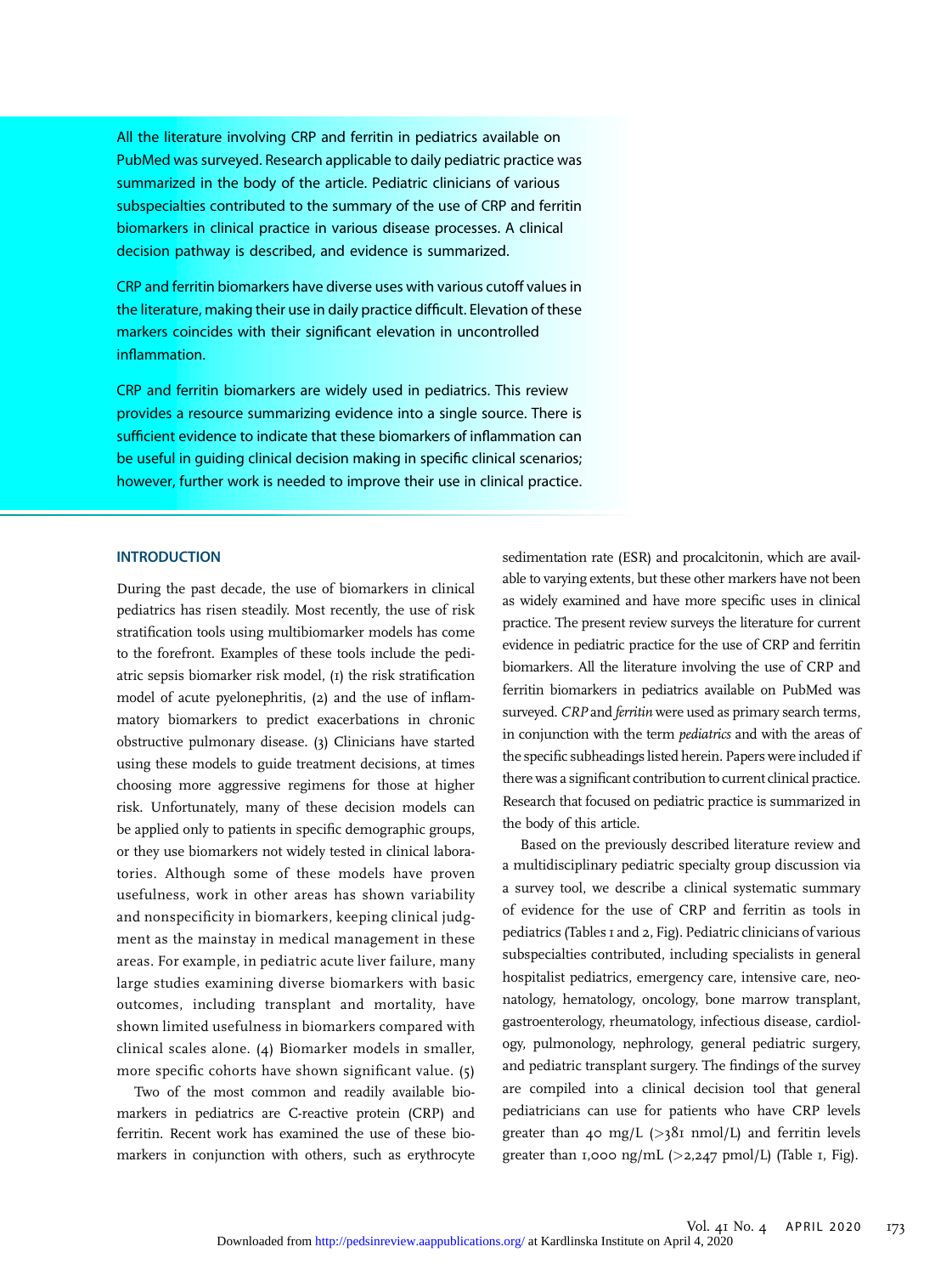All the literature involving CRP and ferritin in pediatrics available on PubMed was surveyed. Research applicable to daily pediatric practice was summarized in the body of the article. Pediatric clinicians of various subspecialties contributed to the summary of the use of CRP and ferritin biomarkers in clinical practice in various disease processes. A clinical decision pathway is described, and evidence is summarized.

CRP and ferritin biomarkers have diverse uses with various cutoff values in the literature, making their use in daily practice difficult. Elevation of these markers coincides with their significant elevation in uncontrolled inflammation.

CRP and ferritin biomarkers are widely used in pediatrics. This review provides a resource summarizing evidence into a single source. There is sufficient evidence to indicate that these biomarkers of inflammation can be useful in guiding clinical decision making in specific clinical scenarios; however, further work is needed to improve their use in clinical practice.

## INTRODUCTION

During the past decade, the use of biomarkers in clinical pediatrics has risen steadily. Most recently, the use of risk stratification tools using multibiomarker models has come to the forefront. Examples of these tools include the pediatric sepsis biomarker risk model, (1) the risk stratification model of acute pyelonephritis, (2) and the use of inflammatory biomarkers to predict exacerbations in chronic obstructive pulmonary disease. (3) Clinicians have started using these models to guide treatment decisions, at times choosing more aggressive regimens for those at higher risk. Unfortunately, many of these decision models can be applied only to patients in specific demographic groups, or they use biomarkers not widely tested in clinical laboratories. Although some of these models have proven usefulness, work in other areas has shown variability and nonspecificity in biomarkers, keeping clinical judgment as the mainstay in medical management in these areas. For example, in pediatric acute liver failure, many large studies examining diverse biomarkers with basic outcomes, including transplant and mortality, have shown limited usefulness in biomarkers compared with clinical scales alone. (4) Biomarker models in smaller, more specific cohorts have shown significant value. (5)

Two of the most common and readily available biomarkers in pediatrics are C-reactive protein (CRP) and ferritin. Recent work has examined the use of these biomarkers in conjunction with others, such as erythrocyte sedimentation rate (ESR) and procalcitonin, which are available to varying extents, but these other markers have not been as widely examined and have more specific uses in clinical practice. The present review surveys the literature for current evidence in pediatric practice for the use of CRP and ferritin biomarkers. All the literature involving the use of CRP and ferritin biomarkers in pediatrics available on PubMed was surveyed. *CRP* and *ferritin* were used as primary search terms, in conjunction with the term *pediatrics* and with the areas of the specific subheadings listed herein. Papers were included if there was a significant contribution to current clinical practice. Research that focused on pediatric practice is summarized in the body of this article.

Based on the previously described literature review and a multidisciplinary pediatric specialty group discussion via a survey tool, we describe a clinical systematic summary of evidence for the use of CRP and ferritin as tools in pediatrics (Tables 1 and 2, Fig). Pediatric clinicians of various subspecialties contributed, including specialists in general hospitalist pediatrics, emergency care, intensive care, neonatology, hematology, oncology, bone marrow transplant, gastroenterology, rheumatology, infectious disease, cardiology, pulmonology, nephrology, general pediatric surgery, and pediatric transplant surgery. The findings of the survey are compiled into a clinical decision tool that general pediatricians can use for patients who have CRP levels greater than 40 mg/L (>381 nmol/L) and ferritin levels greater than 1,000 ng/mL (>2,247 pmol/L) (Table 1, Fig).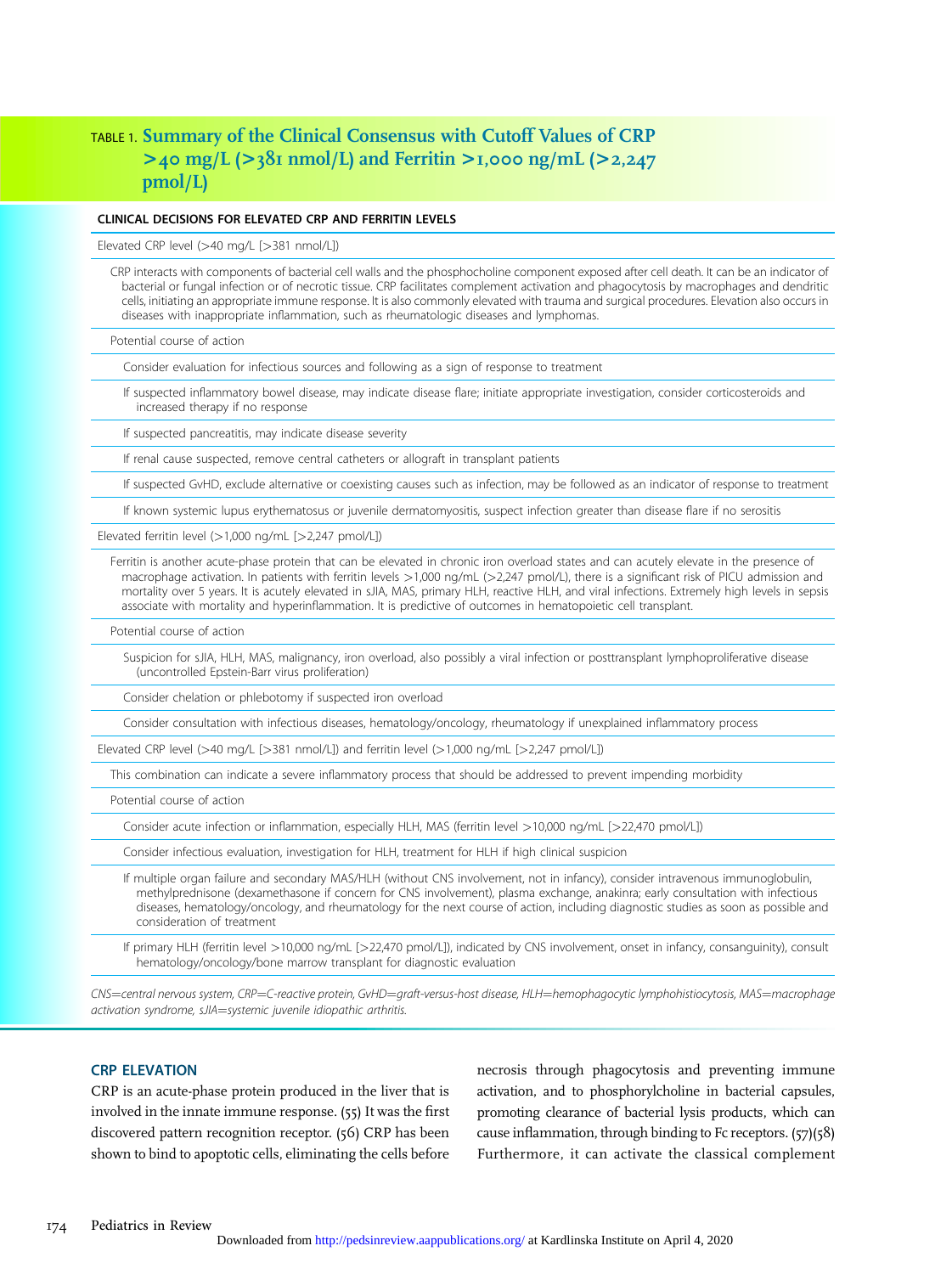**TABLE 1. Summary of the Clinical Consensus with Cutoff Values of CRP >40 mg/L (>381 nmol/L) and Ferritin >1,000 ng/mL (>2,247 pmol/L)**

| CLINICAL DECISIONS FOR ELEVATED CRP AND FERRITIN LEVELS |
|---|
| Elevated CRP level (>40 mg/L [>381 nmol/L]) |
| CRP interacts with components of bacterial cell walls and the phosphocholine component exposed after cell death. It can be an indicator of bacterial or fungal infection or of necrotic tissue. CRP facilitates complement activation and phagocytosis by macrophages and dendritic cells, initiating an appropriate immune response. It is also commonly elevated with trauma and surgical procedures. Elevation also occurs in diseases with inappropriate inflammation, such as rheumatologic diseases and lymphomas. |
| Potential course of action |
| Consider evaluation for infectious sources and following as a sign of response to treatment |
| If suspected inflammatory bowel disease, may indicate disease flare; initiate appropriate investigation, consider corticosteroids and increased therapy if no response |
| If suspected pancreatitis, may indicate disease severity |
| If renal cause suspected, remove central catheters or allograft in transplant patients |
| If suspected GvHD, exclude alternative or coexisting causes such as infection, may be followed as an indicator of response to treatment |
| If known systemic lupus erythematosus or juvenile dermatomyositis, suspect infection greater than disease flare if no serositis |
| Elevated ferritin level (>1,000 ng/mL [>2,247 pmol/L]) |
| Ferritin is another acute-phase protein that can be elevated in chronic iron overload states and can acutely elevate in the presence of macrophage activation. In patients with ferritin levels >1,000 ng/mL (>2,247 pmol/L), there is a significant risk of PICU admission and mortality over 5 years. It is acutely elevated in sJIA, MAS, primary HLH, reactive HLH, and viral infections. Extremely high levels in sepsis associate with mortality and hyperinflammation. It is predictive of outcomes in hematopoietic cell transplant. |
| Potential course of action |
| Suspicion for sJIA, HLH, MAS, malignancy, iron overload, also possibly a viral infection or posttransplant lymphoproliferative disease (uncontrolled Epstein-Barr virus proliferation) |
| Consider chelation or phlebotomy if suspected iron overload |
| Consider consultation with infectious diseases, hematology/oncology, rheumatology if unexplained inflammatory process |
| Elevated CRP level (>40 mg/L [>381 nmol/L]) and ferritin level (>1,000 ng/mL [>2,247 pmol/L]) |
| This combination can indicate a severe inflammatory process that should be addressed to prevent impending morbidity |
| Potential course of action |
| Consider acute infection or inflammation, especially HLH, MAS (ferritin level >10,000 ng/mL [>22,470 pmol/L]) |
| Consider infectious evaluation, investigation for HLH, treatment for HLH if high clinical suspicion |
| If multiple organ failure and secondary MAS/HLH (without CNS involvement, not in infancy), consider intravenous immunoglobulin, methylprednisone (dexamethasone if concern for CNS involvement), plasma exchange, anakinra; early consultation with infectious diseases, hematology/oncology, and rheumatology for the next course of action, including diagnostic studies as soon as possible and consideration of treatment |
| If primary HLH (ferritin level >10,000 ng/mL [>22,470 pmol/L]), indicated by CNS involvement, onset in infancy, consanguinity), consult hematology/oncology/bone marrow transplant for diagnostic evaluation |

*CNS=central nervous system, CRP=C-reactive protein, GvHD=graft-versus-host disease, HLH=hemophagocytic lymphohistiocytosis, MAS=macrophage activation syndrome, sJIA=systemic juvenile idiopathic arthritis.*

## CRP ELEVATION

CRP is an acute-phase protein produced in the liver that is involved in the innate immune response. (55) It was the first discovered pattern recognition receptor. (56) CRP has been shown to bind to apoptotic cells, eliminating the cells before necrosis through phagocytosis and preventing immune activation, and to phosphorylcholine in bacterial capsules, promoting clearance of bacterial lysis products, which can cause inflammation, through binding to Fc receptors. (57)(58) Furthermore, it can activate the classical complement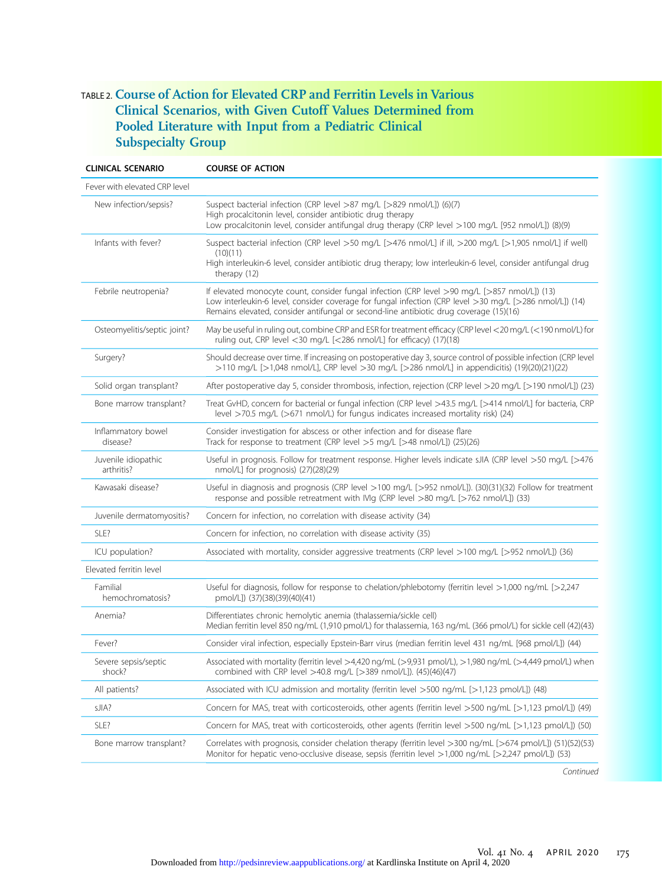TABLE 2. **Course of Action for Elevated CRP and Ferritin Levels in Various Clinical Scenarios, with Given Cutoff Values Determined from Pooled Literature with Input from a Pediatric Clinical Subspecialty Group**

| CLINICAL SCENARIO | COURSE OF ACTION |
|---|---|
| Fever with elevated CRP level | |
| New infection/sepsis? | Suspect bacterial infection (CRP level >87 mg/L [>829 nmol/L]) (6)(7)<br>High procalcitonin level, consider antibiotic drug therapy<br>Low procalcitonin level, consider antifungal drug therapy (CRP level >100 mg/L [952 nmol/L]) (8)(9) |
| Infants with fever? | Suspect bacterial infection (CRP level >50 mg/L [>476 nmol/L] if ill, >200 mg/L [>1,905 nmol/L] if well) (10)(11)<br>High interleukin-6 level, consider antibiotic drug therapy; low interleukin-6 level, consider antifungal drug therapy (12) |
| Febrile neutropenia? | If elevated monocyte count, consider fungal infection (CRP level >90 mg/L [>857 nmol/L]) (13)<br>Low interleukin-6 level, consider coverage for fungal infection (CRP level >30 mg/L [>286 nmol/L]) (14)<br>Remains elevated, consider antifungal or second-line antibiotic drug coverage (15)(16) |
| Osteomyelitis/septic joint? | May be useful in ruling out, combine CRP and ESR for treatment efficacy (CRP level <20 mg/L (<190 nmol/L) for ruling out, CRP level <30 mg/L [<286 nmol/L] for efficacy) (17)(18) |
| Surgery? | Should decrease over time. If increasing on postoperative day 3, source control of possible infection (CRP level >110 mg/L [>1,048 nmol/L], CRP level >30 mg/L [>286 nmol/L] in appendicitis) (19)(20)(21)(22) |
| Solid organ transplant? | After postoperative day 5, consider thrombosis, infection, rejection (CRP level >20 mg/L [>190 nmol/L]) (23) |
| Bone marrow transplant? | Treat GvHD, concern for bacterial or fungal infection (CRP level >43.5 mg/L [>414 nmol/L] for bacteria, CRP level >70.5 mg/L (>671 nmol/L) for fungus indicates increased mortality risk) (24) |
| Inflammatory bowel disease? | Consider investigation for abscess or other infection and for disease flare<br>Track for response to treatment (CRP level >5 mg/L [>48 nmol/L]) (25)(26) |
| Juvenile idiopathic arthritis? | Useful in prognosis. Follow for treatment response. Higher levels indicate sJIA (CRP level >50 mg/L [>476 nmol/L] for prognosis) (27)(28)(29) |
| Kawasaki disease? | Useful in diagnosis and prognosis (CRP level >100 mg/L [>952 nmol/L]). (30)(31)(32) Follow for treatment response and possible retreatment with IVIg (CRP level >80 mg/L [>762 nmol/L]) (33) |
| Juvenile dermatomyositis? | Concern for infection, no correlation with disease activity (34) |
| SLE? | Concern for infection, no correlation with disease activity (35) |
| ICU population? | Associated with mortality, consider aggressive treatments (CRP level >100 mg/L [>952 nmol/L]) (36) |
| Elevated ferritin level | |
| Familial hemochromatosis? | Useful for diagnosis, follow for response to chelation/phlebotomy (ferritin level >1,000 ng/mL [>2,247 pmol/L]) (37)(38)(39)(40)(41) |
| Anemia? | Differentiates chronic hemolytic anemia (thalassemia/sickle cell)<br>Median ferritin level 850 ng/mL (1,910 pmol/L) for thalassemia, 163 ng/mL (366 pmol/L) for sickle cell (42)(43) |
| Fever? | Consider viral infection, especially Epstein-Barr virus (median ferritin level 431 ng/mL [968 pmol/L]) (44) |
| Severe sepsis/septic shock? | Associated with mortality (ferritin level >4,420 ng/mL (>9,931 pmol/L), >1,980 ng/mL (>4,449 pmol/L) when combined with CRP level >40.8 mg/L [>389 nmol/L]). (45)(46)(47) |
| All patients? | Associated with ICU admission and mortality (ferritin level >500 ng/mL [>1,123 pmol/L]) (48) |
| sJIA? | Concern for MAS, treat with corticosteroids, other agents (ferritin level >500 ng/mL [>1,123 pmol/L]) (49) |
| SLE? | Concern for MAS, treat with corticosteroids, other agents (ferritin level >500 ng/mL [>1,123 pmol/L]) (50) |
| Bone marrow transplant? | Correlates with prognosis, consider chelation therapy (ferritin level >300 ng/mL [>674 pmol/L]) (51)(52)(53)<br>Monitor for hepatic veno-occlusive disease, sepsis (ferritin level >1,000 ng/mL [>2,247 pmol/L]) (53) |

*Continued*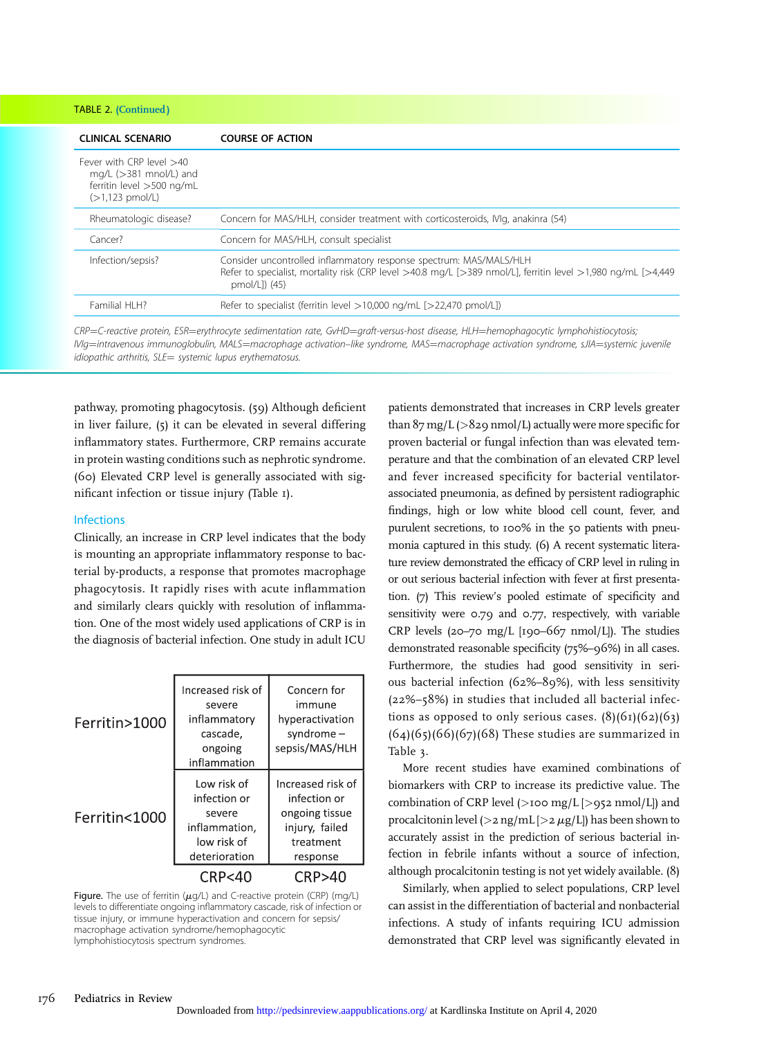TABLE 2. (Continued)

| CLINICAL SCENARIO | COURSE OF ACTION |
|---|---|
| Fever with CRP level >40 mg/L (>381 mnol/L) and ferritin level >500 ng/mL (>1,123 pmol/L) | |
| Rheumatologic disease? | Concern for MAS/HLH, consider treatment with corticosteroids, IVIg, anakinra (54) |
| Cancer? | Concern for MAS/HLH, consult specialist |
| Infection/sepsis? | Consider uncontrolled inflammatory response spectrum: MAS/MALS/HLH<br>Refer to specialist, mortality risk (CRP level >40.8 mg/L [>389 nmol/L], ferritin level >1,980 ng/mL [>4,449 pmol/L]) (45) |
| Familial HLH? | Refer to specialist (ferritin level >10,000 ng/mL [>22,470 pmol/L]) |

*CRP=C-reactive protein, ESR=erythrocyte sedimentation rate, GvHD=graft-versus-host disease, HLH=hemophagocytic lymphohistiocytosis; IVIg=intravenous immunoglobulin, MALS=macrophage activation–like syndrome, MAS=macrophage activation syndrome, sJIA=systemic juvenile idiopathic arthritis, SLE= systemic lupus erythematosus.*

pathway, promoting phagocytosis. (59) Although deficient in liver failure, (5) it can be elevated in several differing inflammatory states. Furthermore, CRP remains accurate in protein wasting conditions such as nephrotic syndrome. (60) Elevated CRP level is generally associated with significant infection or tissue injury (Table 1).

## Infections

Clinically, an increase in CRP level indicates that the body is mounting an appropriate inflammatory response to bacterial by-products, a response that promotes macrophage phagocytosis. It rapidly rises with acute inflammation and similarly clears quickly with resolution of inflammation. One of the most widely used applications of CRP is in the diagnosis of bacterial infection. One study in adult ICU patients demonstrated that increases in CRP levels greater than 87 mg/L (>829 nmol/L) actually were more specific for proven bacterial or fungal infection than was elevated temperature and that the combination of an elevated CRP level and fever increased specificity for bacterial ventilator-associated pneumonia, as defined by persistent radiographic findings, high or low white blood cell count, fever, and purulent secretions, to 100% in the 50 patients with pneumonia captured in this study. (6) A recent systematic literature review demonstrated the efficacy of CRP level in ruling in or out serious bacterial infection with fever at first presentation. (7) This review's pooled estimate of specificity and sensitivity were 0.79 and 0.77, respectively, with variable CRP levels (20–70 mg/L [190–667 nmol/L]). The studies demonstrated reasonable specificity (75%–96%) in all cases. Furthermore, the studies had good sensitivity in serious bacterial infection (62%–89%), with less sensitivity (22%–58%) in studies that included all bacterial infections as opposed to only serious cases. (8)(61)(62)(63)(64)(65)(66)(67)(68) These studies are summarized in Table 3.

|  | CRP<40 | CRP>40 |
|---|---|---|
| Ferritin>1000 | Increased risk of severe inflammatory cascade, ongoing inflammation | Concern for immune hyperactivation syndrome – sepsis/MAS/HLH |
| Ferritin<1000 | Low risk of infection or severe inflammation, low risk of deterioration | Increased risk of infection or ongoing tissue injury, failed treatment response |

Figure. The use of ferritin (μg/L) and C-reactive protein (CRP) (mg/L) levels to differentiate ongoing inflammatory cascade, risk of infection or tissue injury, or immune hyperactivation and concern for sepsis/macrophage activation syndrome/hemophagocytic lymphohistiocytosis spectrum syndromes.

More recent studies have examined combinations of biomarkers with CRP to increase its predictive value. The combination of CRP level (>100 mg/L [>952 nmol/L]) and procalcitonin level (>2 ng/mL [>2 μg/L]) has been shown to accurately assist in the prediction of serious bacterial infection in febrile infants without a source of infection, although procalcitonin testing is not yet widely available. (8)

Similarly, when applied to select populations, CRP level can assist in the differentiation of bacterial and nonbacterial infections. A study of infants requiring ICU admission demonstrated that CRP level was significantly elevated in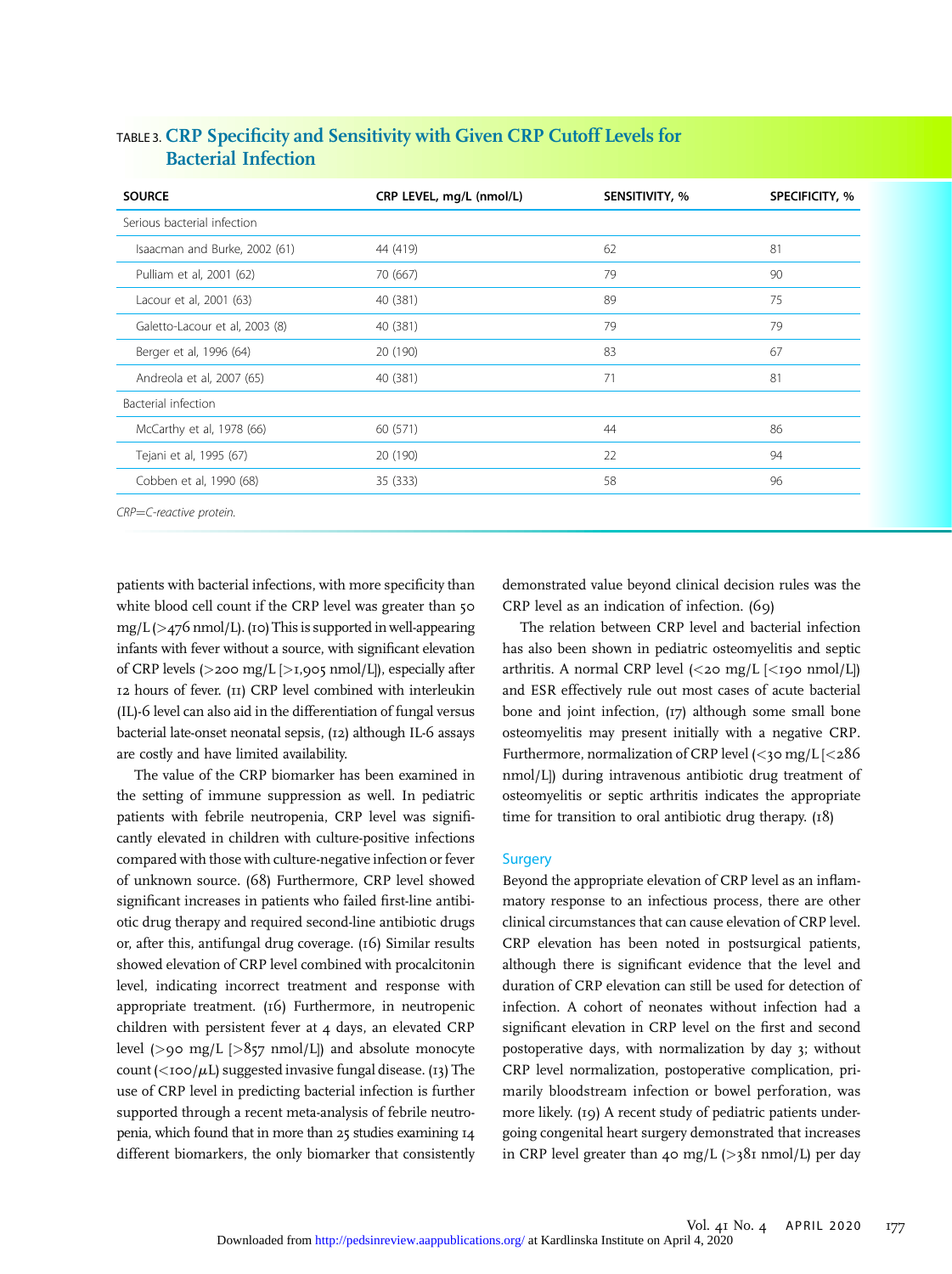**TABLE 3. CRP Specificity and Sensitivity with Given CRP Cutoff Levels for Bacterial Infection**

| SOURCE | CRP LEVEL, mg/L (nmol/L) | SENSITIVITY, % | SPECIFICITY, % |
|---|---|---|---|
| Serious bacterial infection | | | |
| Isaacman and Burke, 2002 (61) | 44 (419) | 62 | 81 |
| Pulliam et al, 2001 (62) | 70 (667) | 79 | 90 |
| Lacour et al, 2001 (63) | 40 (381) | 89 | 75 |
| Galetto-Lacour et al, 2003 (8) | 40 (381) | 79 | 79 |
| Berger et al, 1996 (64) | 20 (190) | 83 | 67 |
| Andreola et al, 2007 (65) | 40 (381) | 71 | 81 |
| Bacterial infection | | | |
| McCarthy et al, 1978 (66) | 60 (571) | 44 | 86 |
| Tejani et al, 1995 (67) | 20 (190) | 22 | 94 |
| Cobben et al, 1990 (68) | 35 (333) | 58 | 96 |

*CRP=C-reactive protein.*

patients with bacterial infections, with more specificity than white blood cell count if the CRP level was greater than 50 mg/L (>476 nmol/L). (10) This is supported in well-appearing infants with fever without a source, with significant elevation of CRP levels (>200 mg/L [>1,905 nmol/L]), especially after 12 hours of fever. (11) CRP level combined with interleukin (IL)-6 level can also aid in the differentiation of fungal versus bacterial late-onset neonatal sepsis, (12) although IL-6 assays are costly and have limited availability.

The value of the CRP biomarker has been examined in the setting of immune suppression as well. In pediatric patients with febrile neutropenia, CRP level was significantly elevated in children with culture-positive infections compared with those with culture-negative infection or fever of unknown source. (68) Furthermore, CRP level showed significant increases in patients who failed first-line antibiotic drug therapy and required second-line antibiotic drugs or, after this, antifungal drug coverage. (16) Similar results showed elevation of CRP level combined with procalcitonin level, indicating incorrect treatment and response with appropriate treatment. (16) Furthermore, in neutropenic children with persistent fever at 4 days, an elevated CRP level (>90 mg/L [>857 nmol/L]) and absolute monocyte count (<100/$\mu$L) suggested invasive fungal disease. (13) The use of CRP level in predicting bacterial infection is further supported through a recent meta-analysis of febrile neutropenia, which found that in more than 25 studies examining 14 different biomarkers, the only biomarker that consistently demonstrated value beyond clinical decision rules was the CRP level as an indication of infection. (69)

The relation between CRP level and bacterial infection has also been shown in pediatric osteomyelitis and septic arthritis. A normal CRP level (<20 mg/L [<190 nmol/L]) and ESR effectively rule out most cases of acute bacterial bone and joint infection, (17) although some small bone osteomyelitis may present initially with a negative CRP. Furthermore, normalization of CRP level (<30 mg/L [<286 nmol/L]) during intravenous antibiotic drug treatment of osteomyelitis or septic arthritis indicates the appropriate time for transition to oral antibiotic drug therapy. (18)

### Surgery

Beyond the appropriate elevation of CRP level as an inflammatory response to an infectious process, there are other clinical circumstances that can cause elevation of CRP level. CRP elevation has been noted in postsurgical patients, although there is significant evidence that the level and duration of CRP elevation can still be used for detection of infection. A cohort of neonates without infection had a significant elevation in CRP level on the first and second postoperative days, with normalization by day 3; without CRP level normalization, postoperative complication, primarily bloodstream infection or bowel perforation, was more likely. (19) A recent study of pediatric patients undergoing congenital heart surgery demonstrated that increases in CRP level greater than 40 mg/L (>381 nmol/L) per day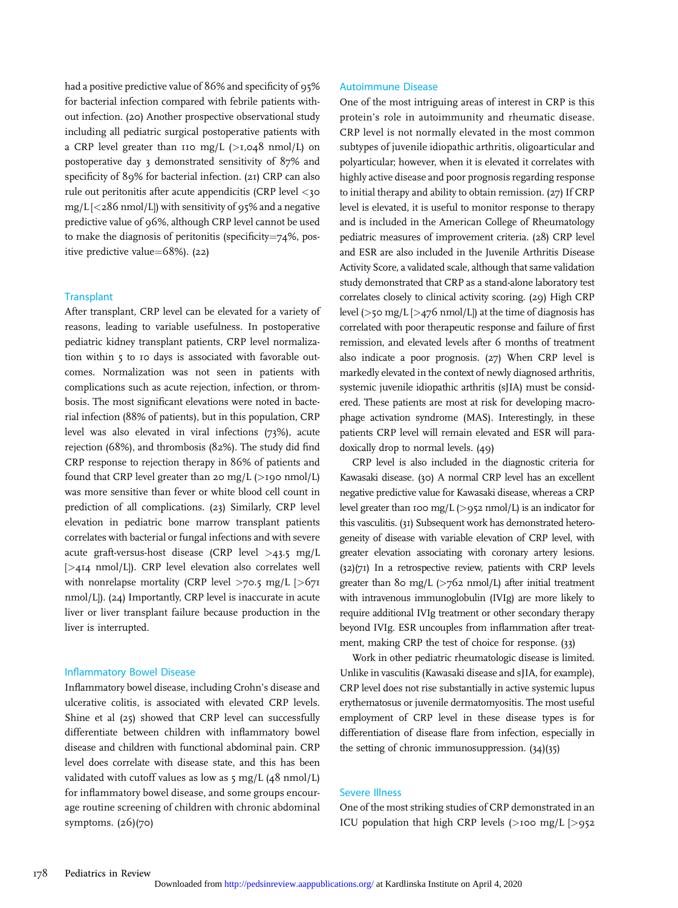had a positive predictive value of 86% and specificity of 95% for bacterial infection compared with febrile patients without infection. (20) Another prospective observational study including all pediatric surgical postoperative patients with a CRP level greater than 110 mg/L (>1,048 nmol/L) on postoperative day 3 demonstrated sensitivity of 87% and specificity of 89% for bacterial infection. (21) CRP can also rule out peritonitis after acute appendicitis (CRP level <30 mg/L [<286 nmol/L]) with sensitivity of 95% and a negative predictive value of 96%, although CRP level cannot be used to make the diagnosis of peritonitis (specificity=74%, positive predictive value=68%). (22)

### Transplant

After transplant, CRP level can be elevated for a variety of reasons, leading to variable usefulness. In postoperative pediatric kidney transplant patients, CRP level normalization within 5 to 10 days is associated with favorable outcomes. Normalization was not seen in patients with complications such as acute rejection, infection, or thrombosis. The most significant elevations were noted in bacterial infection (88% of patients), but in this population, CRP level was also elevated in viral infections (73%), acute rejection (68%), and thrombosis (82%). The study did find CRP response to rejection therapy in 86% of patients and found that CRP level greater than 20 mg/L (>190 nmol/L) was more sensitive than fever or white blood cell count in prediction of all complications. (23) Similarly, CRP level elevation in pediatric bone marrow transplant patients correlates with bacterial or fungal infections and with severe acute graft-versus-host disease (CRP level >43.5 mg/L [>414 nmol/L]). CRP level elevation also correlates well with nonrelapse mortality (CRP level >70.5 mg/L [>671 nmol/L]). (24) Importantly, CRP level is inaccurate in acute liver or liver transplant failure because production in the liver is interrupted.

### Inflammatory Bowel Disease

Inflammatory bowel disease, including Crohn's disease and ulcerative colitis, is associated with elevated CRP levels. Shine et al (25) showed that CRP level can successfully differentiate between children with inflammatory bowel disease and children with functional abdominal pain. CRP level does correlate with disease state, and this has been validated with cutoff values as low as 5 mg/L (48 nmol/L) for inflammatory bowel disease, and some groups encourage routine screening of children with chronic abdominal symptoms. (26)(70)

### Autoimmune Disease

One of the most intriguing areas of interest in CRP is this protein's role in autoimmunity and rheumatic disease. CRP level is not normally elevated in the most common subtypes of juvenile idiopathic arthritis, oligoarticular and polyarticular; however, when it is elevated it correlates with highly active disease and poor prognosis regarding response to initial therapy and ability to obtain remission. (27) If CRP level is elevated, it is useful to monitor response to therapy and is included in the American College of Rheumatology pediatric measures of improvement criteria. (28) CRP level and ESR are also included in the Juvenile Arthritis Disease Activity Score, a validated scale, although that same validation study demonstrated that CRP as a stand-alone laboratory test correlates closely to clinical activity scoring. (29) High CRP level (>50 mg/L [>476 nmol/L]) at the time of diagnosis has correlated with poor therapeutic response and failure of first remission, and elevated levels after 6 months of treatment also indicate a poor prognosis. (27) When CRP level is markedly elevated in the context of newly diagnosed arthritis, systemic juvenile idiopathic arthritis (sJIA) must be considered. These patients are most at risk for developing macrophage activation syndrome (MAS). Interestingly, in these patients CRP level will remain elevated and ESR will paradoxically drop to normal levels. (49)

CRP level is also included in the diagnostic criteria for Kawasaki disease. (30) A normal CRP level has an excellent negative predictive value for Kawasaki disease, whereas a CRP level greater than 100 mg/L (>952 nmol/L) is an indicator for this vasculitis. (31) Subsequent work has demonstrated heterogeneity of disease with variable elevation of CRP level, with greater elevation associating with coronary artery lesions. (32)(71) In a retrospective review, patients with CRP levels greater than 80 mg/L (>762 nmol/L) after initial treatment with intravenous immunoglobulin (IVIg) are more likely to require additional IVIg treatment or other secondary therapy beyond IVIg. ESR uncouples from inflammation after treatment, making CRP the test of choice for response. (33)

Work in other pediatric rheumatologic disease is limited. Unlike in vasculitis (Kawasaki disease and sJIA, for example), CRP level does not rise substantially in active systemic lupus erythematosus or juvenile dermatomyositis. The most useful employment of CRP level in these disease types is for differentiation of disease flare from infection, especially in the setting of chronic immunosuppression. (34)(35)

### Severe Illness

One of the most striking studies of CRP demonstrated in an ICU population that high CRP levels (>100 mg/L [>952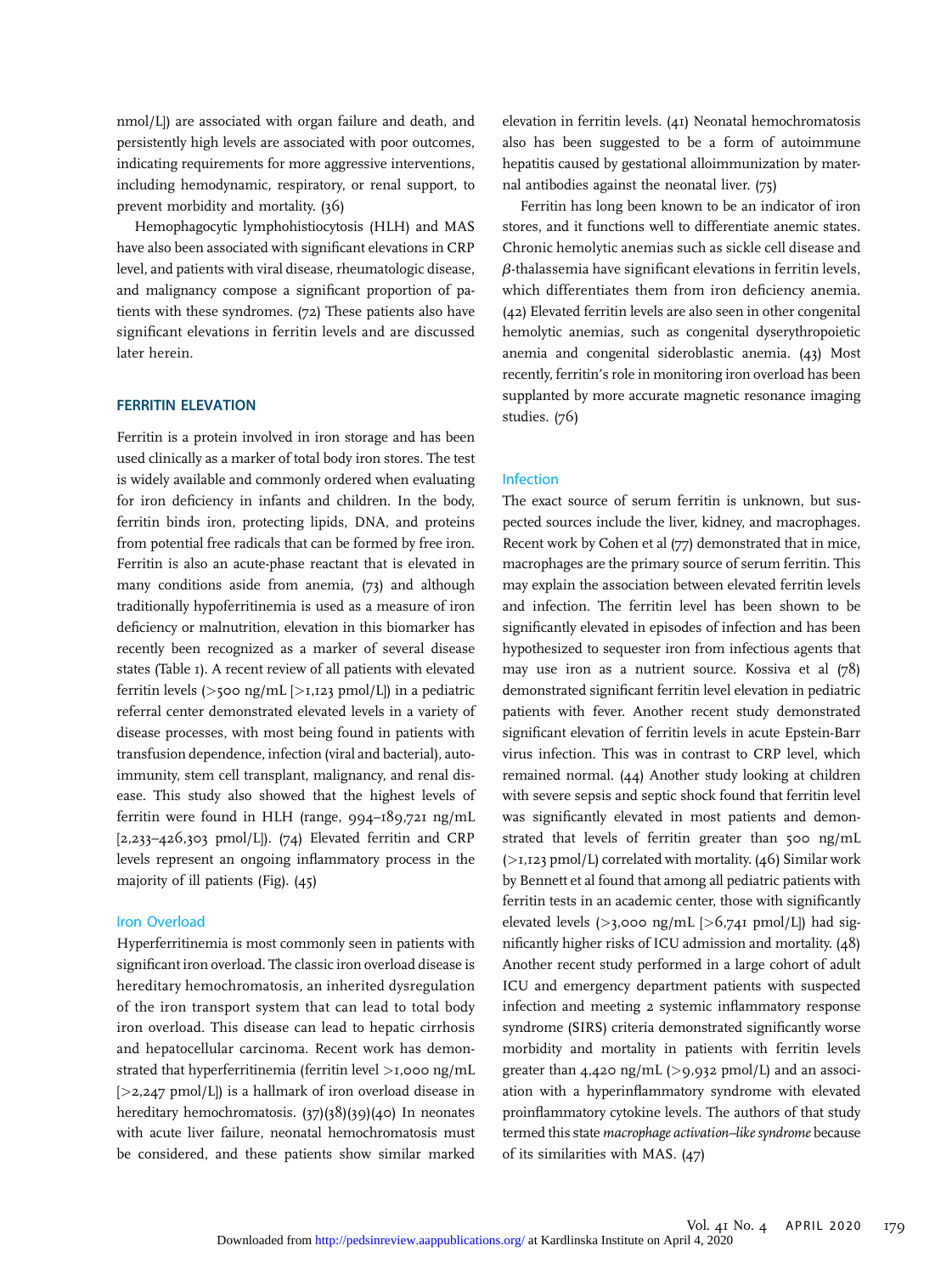nmol/L]) are associated with organ failure and death, and persistently high levels are associated with poor outcomes, indicating requirements for more aggressive interventions, including hemodynamic, respiratory, or renal support, to prevent morbidity and mortality. (36)

Hemophagocytic lymphohistiocytosis (HLH) and MAS have also been associated with significant elevations in CRP level, and patients with viral disease, rheumatologic disease, and malignancy compose a significant proportion of patients with these syndromes. (72) These patients also have significant elevations in ferritin levels and are discussed later herein.

## FERRITIN ELEVATION

Ferritin is a protein involved in iron storage and has been used clinically as a marker of total body iron stores. The test is widely available and commonly ordered when evaluating for iron deficiency in infants and children. In the body, ferritin binds iron, protecting lipids, DNA, and proteins from potential free radicals that can be formed by free iron. Ferritin is also an acute-phase reactant that is elevated in many conditions aside from anemia, (73) and although traditionally hypoferritinemia is used as a measure of iron deficiency or malnutrition, elevation in this biomarker has recently been recognized as a marker of several disease states (Table 1). A recent review of all patients with elevated ferritin levels (>500 ng/mL [>1,123 pmol/L]) in a pediatric referral center demonstrated elevated levels in a variety of disease processes, with most being found in patients with transfusion dependence, infection (viral and bacterial), autoimmunity, stem cell transplant, malignancy, and renal disease. This study also showed that the highest levels of ferritin were found in HLH (range, 994–189,721 ng/mL [2,233–426,303 pmol/L]). (74) Elevated ferritin and CRP levels represent an ongoing inflammatory process in the majority of ill patients (Fig). (45)

### Iron Overload

Hyperferritinemia is most commonly seen in patients with significant iron overload. The classic iron overload disease is hereditary hemochromatosis, an inherited dysregulation of the iron transport system that can lead to total body iron overload. This disease can lead to hepatic cirrhosis and hepatocellular carcinoma. Recent work has demonstrated that hyperferritinemia (ferritin level >1,000 ng/mL [>2,247 pmol/L]) is a hallmark of iron overload disease in hereditary hemochromatosis. (37)(38)(39)(40) In neonates with acute liver failure, neonatal hemochromatosis must be considered, and these patients show similar marked elevation in ferritin levels. (41) Neonatal hemochromatosis also has been suggested to be a form of autoimmune hepatitis caused by gestational alloimmunization by maternal antibodies against the neonatal liver. (75)

Ferritin has long been known to be an indicator of iron stores, and it functions well to differentiate anemic states. Chronic hemolytic anemias such as sickle cell disease and β-thalassemia have significant elevations in ferritin levels, which differentiates them from iron deficiency anemia. (42) Elevated ferritin levels are also seen in other congenital hemolytic anemias, such as congenital dyserythropoietic anemia and congenital sideroblastic anemia. (43) Most recently, ferritin's role in monitoring iron overload has been supplanted by more accurate magnetic resonance imaging studies. (76)

### Infection

The exact source of serum ferritin is unknown, but suspected sources include the liver, kidney, and macrophages. Recent work by Cohen et al (77) demonstrated that in mice, macrophages are the primary source of serum ferritin. This may explain the association between elevated ferritin levels and infection. The ferritin level has been shown to be significantly elevated in episodes of infection and has been hypothesized to sequester iron from infectious agents that may use iron as a nutrient source. Kossiva et al (78) demonstrated significant ferritin level elevation in pediatric patients with fever. Another recent study demonstrated significant elevation of ferritin levels in acute Epstein-Barr virus infection. This was in contrast to CRP level, which remained normal. (44) Another study looking at children with severe sepsis and septic shock found that ferritin level was significantly elevated in most patients and demonstrated that levels of ferritin greater than 500 ng/mL (>1,123 pmol/L) correlated with mortality. (46) Similar work by Bennett et al found that among all pediatric patients with ferritin tests in an academic center, those with significantly elevated levels (>3,000 ng/mL [>6,741 pmol/L]) had significantly higher risks of ICU admission and mortality. (48) Another recent study performed in a large cohort of adult ICU and emergency department patients with suspected infection and meeting 2 systemic inflammatory response syndrome (SIRS) criteria demonstrated significantly worse morbidity and mortality in patients with ferritin levels greater than 4,420 ng/mL (>9,932 pmol/L) and an association with a hyperinflammatory syndrome with elevated proinflammatory cytokine levels. The authors of that study termed this state *macrophage activation–like syndrome* because of its similarities with MAS. (47)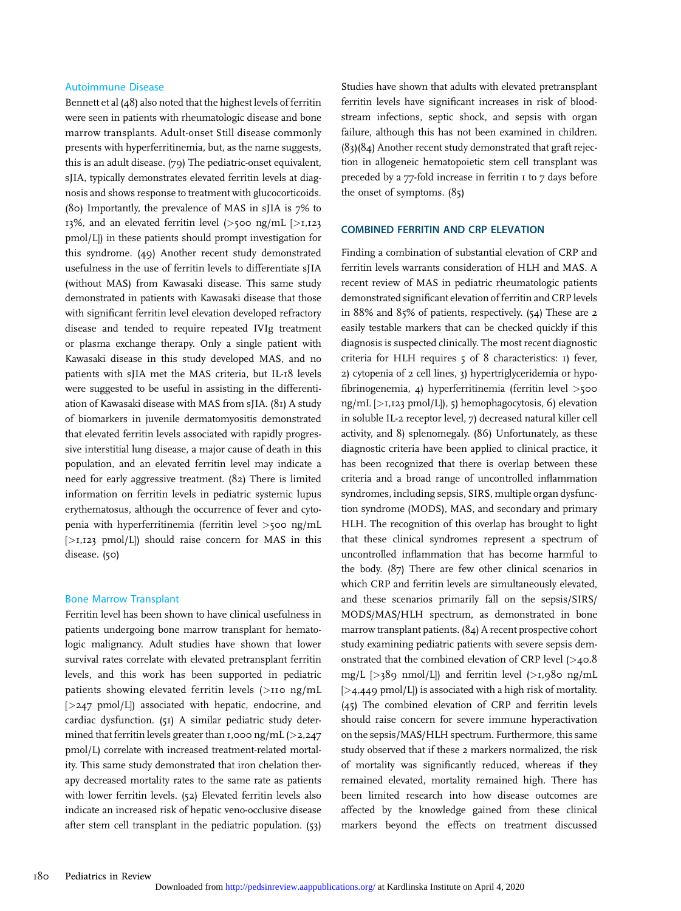### Autoimmune Disease

Bennett et al (48) also noted that the highest levels of ferritin were seen in patients with rheumatologic disease and bone marrow transplants. Adult-onset Still disease commonly presents with hyperferritinemia, but, as the name suggests, this is an adult disease. (79) The pediatric-onset equivalent, sJIA, typically demonstrates elevated ferritin levels at diagnosis and shows response to treatment with glucocorticoids. (80) Importantly, the prevalence of MAS in sJIA is 7% to 13%, and an elevated ferritin level (>500 ng/mL [>1,123 pmol/L]) in these patients should prompt investigation for this syndrome. (49) Another recent study demonstrated usefulness in the use of ferritin levels to differentiate sJIA (without MAS) from Kawasaki disease. This same study demonstrated in patients with Kawasaki disease that those with significant ferritin level elevation developed refractory disease and tended to require repeated IVIg treatment or plasma exchange therapy. Only a single patient with Kawasaki disease in this study developed MAS, and no patients with sJIA met the MAS criteria, but IL-18 levels were suggested to be useful in assisting in the differentiation of Kawasaki disease with MAS from sJIA. (81) A study of biomarkers in juvenile dermatomyositis demonstrated that elevated ferritin levels associated with rapidly progressive interstitial lung disease, a major cause of death in this population, and an elevated ferritin level may indicate a need for early aggressive treatment. (82) There is limited information on ferritin levels in pediatric systemic lupus erythematosus, although the occurrence of fever and cytopenia with hyperferritinemia (ferritin level >500 ng/mL [>1,123 pmol/L]) should raise concern for MAS in this disease. (50)

### Bone Marrow Transplant

Ferritin level has been shown to have clinical usefulness in patients undergoing bone marrow transplant for hematologic malignancy. Adult studies have shown that lower survival rates correlate with elevated pretransplant ferritin levels, and this work has been supported in pediatric patients showing elevated ferritin levels (>110 ng/mL [>247 pmol/L]) associated with hepatic, endocrine, and cardiac dysfunction. (51) A similar pediatric study determined that ferritin levels greater than 1,000 ng/mL (>2,247 pmol/L) correlate with increased treatment-related mortality. This same study demonstrated that iron chelation therapy decreased mortality rates to the same rate as patients with lower ferritin levels. (52) Elevated ferritin levels also indicate an increased risk of hepatic veno-occlusive disease after stem cell transplant in the pediatric population. (53) Studies have shown that adults with elevated pretransplant ferritin levels have significant increases in risk of bloodstream infections, septic shock, and sepsis with organ failure, although this has not been examined in children. (83)(84) Another recent study demonstrated that graft rejection in allogeneic hematopoietic stem cell transplant was preceded by a 77-fold increase in ferritin 1 to 7 days before the onset of symptoms. (85)

## COMBINED FERRITIN AND CRP ELEVATION

Finding a combination of substantial elevation of CRP and ferritin levels warrants consideration of HLH and MAS. A recent review of MAS in pediatric rheumatologic patients demonstrated significant elevation of ferritin and CRP levels in 88% and 85% of patients, respectively. (54) These are 2 easily testable markers that can be checked quickly if this diagnosis is suspected clinically. The most recent diagnostic criteria for HLH requires 5 of 8 characteristics: 1) fever, 2) cytopenia of 2 cell lines, 3) hypertriglyceridemia or hypofibrinogenemia, 4) hyperferritinemia (ferritin level >500 ng/mL [>1,123 pmol/L]), 5) hemophagocytosis, 6) elevation in soluble IL-2 receptor level, 7) decreased natural killer cell activity, and 8) splenomegaly. (86) Unfortunately, as these diagnostic criteria have been applied to clinical practice, it has been recognized that there is overlap between these criteria and a broad range of uncontrolled inflammation syndromes, including sepsis, SIRS, multiple organ dysfunction syndrome (MODS), MAS, and secondary and primary HLH. The recognition of this overlap has brought to light that these clinical syndromes represent a spectrum of uncontrolled inflammation that has become harmful to the body. (87) There are few other clinical scenarios in which CRP and ferritin levels are simultaneously elevated, and these scenarios primarily fall on the sepsis/SIRS/MODS/MAS/HLH spectrum, as demonstrated in bone marrow transplant patients. (84) A recent prospective cohort study examining pediatric patients with severe sepsis demonstrated that the combined elevation of CRP level (>40.8 mg/L [>389 nmol/L]) and ferritin level (>1,980 ng/mL [>4,449 pmol/L]) is associated with a high risk of mortality. (45) The combined elevation of CRP and ferritin levels should raise concern for severe immune hyperactivation on the sepsis/MAS/HLH spectrum. Furthermore, this same study observed that if these 2 markers normalized, the risk of mortality was significantly reduced, whereas if they remained elevated, mortality remained high. There has been limited research into how disease outcomes are affected by the knowledge gained from these clinical markers beyond the effects on treatment discussed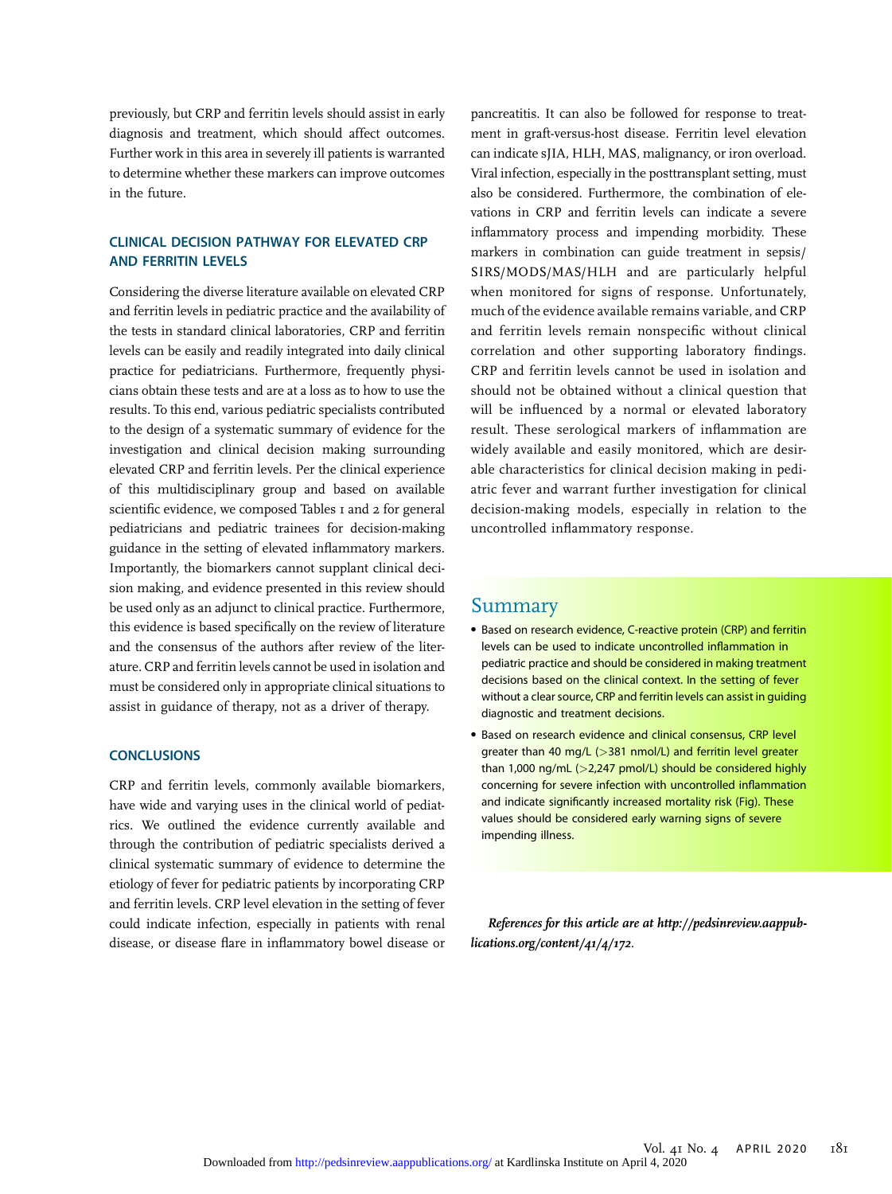previously, but CRP and ferritin levels should assist in early diagnosis and treatment, which should affect outcomes. Further work in this area in severely ill patients is warranted to determine whether these markers can improve outcomes in the future.

## CLINICAL DECISION PATHWAY FOR ELEVATED CRP AND FERRITIN LEVELS

Considering the diverse literature available on elevated CRP and ferritin levels in pediatric practice and the availability of the tests in standard clinical laboratories, CRP and ferritin levels can be easily and readily integrated into daily clinical practice for pediatricians. Furthermore, frequently physicians obtain these tests and are at a loss as to how to use the results. To this end, various pediatric specialists contributed to the design of a systematic summary of evidence for the investigation and clinical decision making surrounding elevated CRP and ferritin levels. Per the clinical experience of this multidisciplinary group and based on available scientific evidence, we composed Tables 1 and 2 for general pediatricians and pediatric trainees for decision-making guidance in the setting of elevated inflammatory markers. Importantly, the biomarkers cannot supplant clinical decision making, and evidence presented in this review should be used only as an adjunct to clinical practice. Furthermore, this evidence is based specifically on the review of literature and the consensus of the authors after review of the literature. CRP and ferritin levels cannot be used in isolation and must be considered only in appropriate clinical situations to assist in guidance of therapy, not as a driver of therapy.

## CONCLUSIONS

CRP and ferritin levels, commonly available biomarkers, have wide and varying uses in the clinical world of pediatrics. We outlined the evidence currently available and through the contribution of pediatric specialists derived a clinical systematic summary of evidence to determine the etiology of fever for pediatric patients by incorporating CRP and ferritin levels. CRP level elevation in the setting of fever could indicate infection, especially in patients with renal disease, or disease flare in inflammatory bowel disease or pancreatitis. It can also be followed for response to treatment in graft-versus-host disease. Ferritin level elevation can indicate sJIA, HLH, MAS, malignancy, or iron overload. Viral infection, especially in the posttransplant setting, must also be considered. Furthermore, the combination of elevations in CRP and ferritin levels can indicate a severe inflammatory process and impending morbidity. These markers in combination can guide treatment in sepsis/SIRS/MODS/MAS/HLH and are particularly helpful when monitored for signs of response. Unfortunately, much of the evidence available remains variable, and CRP and ferritin levels remain nonspecific without clinical correlation and other supporting laboratory findings. CRP and ferritin levels cannot be used in isolation and should not be obtained without a clinical question that will be influenced by a normal or elevated laboratory result. These serological markers of inflammation are widely available and easily monitored, which are desirable characteristics for clinical decision making in pediatric fever and warrant further investigation for clinical decision-making models, especially in relation to the uncontrolled inflammatory response.

## Summary

- Based on research evidence, C-reactive protein (CRP) and ferritin levels can be used to indicate uncontrolled inflammation in pediatric practice and should be considered in making treatment decisions based on the clinical context. In the setting of fever without a clear source, CRP and ferritin levels can assist in guiding diagnostic and treatment decisions.
- Based on research evidence and clinical consensus, CRP level greater than 40 mg/L (>381 nmol/L) and ferritin level greater than 1,000 ng/mL (>2,247 pmol/L) should be considered highly concerning for severe infection with uncontrolled inflammation and indicate significantly increased mortality risk (Fig). These values should be considered early warning signs of severe impending illness.

*References for this article are at http://pedsinreview.aappublications.org/content/41/4/172.*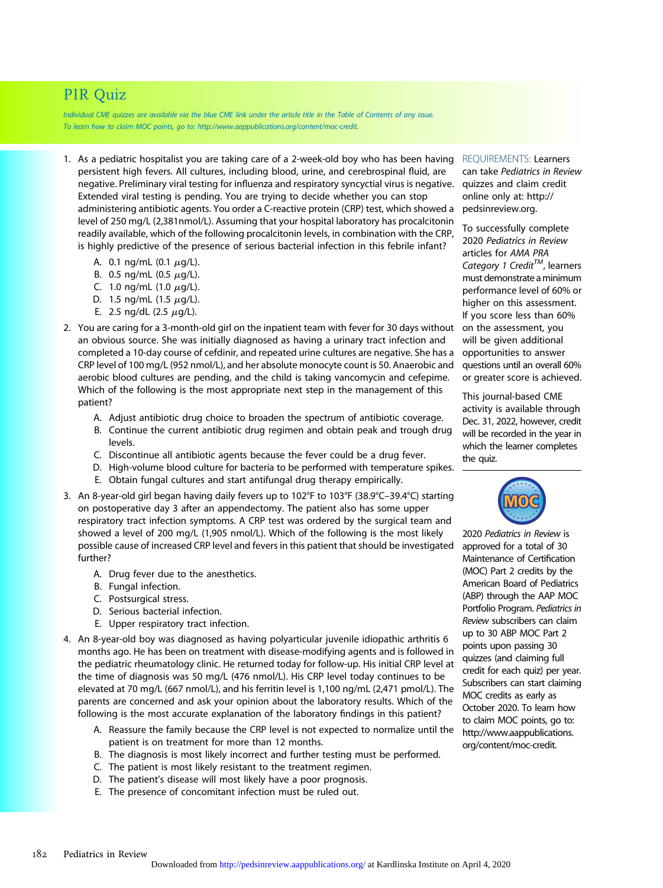# PIR Quiz

*Individual CME quizzes are available via the blue CME link under the article title in the Table of Contents of any issue.*
*To learn how to claim MOC points, go to: http://www.aappublications.org/content/moc-credit.*

1. As a pediatric hospitalist you are taking care of a 2-week-old boy who has been having persistent high fevers. All cultures, including blood, urine, and cerebrospinal fluid, are negative. Preliminary viral testing for influenza and respiratory syncytial virus is negative. Extended viral testing is pending. You are trying to decide whether you can stop administering antibiotic agents. You order a C-reactive protein (CRP) test, which showed a level of 250 mg/L (2,381nmol/L). Assuming that your hospital laboratory has procalcitonin readily available, which of the following procalcitonin levels, in combination with the CRP, is highly predictive of the presence of serious bacterial infection in this febrile infant?
   - A. 0.1 ng/mL (0.1 $\mu$g/L).
   - B. 0.5 ng/mL (0.5 $\mu$g/L).
   - C. 1.0 ng/mL (1.0 $\mu$g/L).
   - D. 1.5 ng/mL (1.5 $\mu$g/L).
   - E. 2.5 ng/dL (2.5 $\mu$g/L).

2. You are caring for a 3-month-old girl on the inpatient team with fever for 30 days without an obvious source. She was initially diagnosed as having a urinary tract infection and completed a 10-day course of cefdinir, and repeated urine cultures are negative. She has a CRP level of 100 mg/L (952 nmol/L), and her absolute monocyte count is 50. Anaerobic and aerobic blood cultures are pending, and the child is taking vancomycin and cefepime. Which of the following is the most appropriate next step in the management of this patient?
   - A. Adjust antibiotic drug choice to broaden the spectrum of antibiotic coverage.
   - B. Continue the current antibiotic drug regimen and obtain peak and trough drug levels.
   - C. Discontinue all antibiotic agents because the fever could be a drug fever.
   - D. High-volume blood culture for bacteria to be performed with temperature spikes.
   - E. Obtain fungal cultures and start antifungal drug therapy empirically.

3. An 8-year-old girl began having daily fevers up to 102°F to 103°F (38.9°C–39.4°C) starting on postoperative day 3 after an appendectomy. The patient also has some upper respiratory tract infection symptoms. A CRP test was ordered by the surgical team and showed a level of 200 mg/L (1,905 nmol/L). Which of the following is the most likely possible cause of increased CRP level and fevers in this patient that should be investigated further?
   - A. Drug fever due to the anesthetics.
   - B. Fungal infection.
   - C. Postsurgical stress.
   - D. Serious bacterial infection.
   - E. Upper respiratory tract infection.

4. An 8-year-old boy was diagnosed as having polyarticular juvenile idiopathic arthritis 6 months ago. He has been on treatment with disease-modifying agents and is followed in the pediatric rheumatology clinic. He returned today for follow-up. His initial CRP level at the time of diagnosis was 50 mg/L (476 nmol/L). His CRP level today continues to be elevated at 70 mg/L (667 nmol/L), and his ferritin level is 1,100 ng/mL (2,471 pmol/L). The parents are concerned and ask your opinion about the laboratory results. Which of the following is the most accurate explanation of the laboratory findings in this patient?
   - A. Reassure the family because the CRP level is not expected to normalize until the patient is on treatment for more than 12 months.
   - B. The diagnosis is most likely incorrect and further testing must be performed.
   - C. The patient is most likely resistant to the treatment regimen.
   - D. The patient's disease will most likely have a poor prognosis.
   - E. The presence of concomitant infection must be ruled out.

REQUIREMENTS: Learners can take *Pediatrics in Review* quizzes and claim credit online only at: http://pedsinreview.org.

To successfully complete 2020 *Pediatrics in Review* articles for *AMA PRA Category 1 Credit™*, learners must demonstrate a minimum performance level of 60% or higher on this assessment. If you score less than 60% on the assessment, you will be given additional opportunities to answer questions until an overall 60% or greater score is achieved.

This journal-based CME activity is available through Dec. 31, 2022, however, credit will be recorded in the year in which the learner completes the quiz.

2020 *Pediatrics in Review* is approved for a total of 30 Maintenance of Certification (MOC) Part 2 credits by the American Board of Pediatrics (ABP) through the AAP MOC Portfolio Program. *Pediatrics in Review* subscribers can claim up to 30 ABP MOC Part 2 points upon passing 30 quizzes (and claiming full credit for each quiz) per year. Subscribers can start claiming MOC credits as early as October 2020. To learn how to claim MOC points, go to: http://www.aappublications.org/content/moc-credit.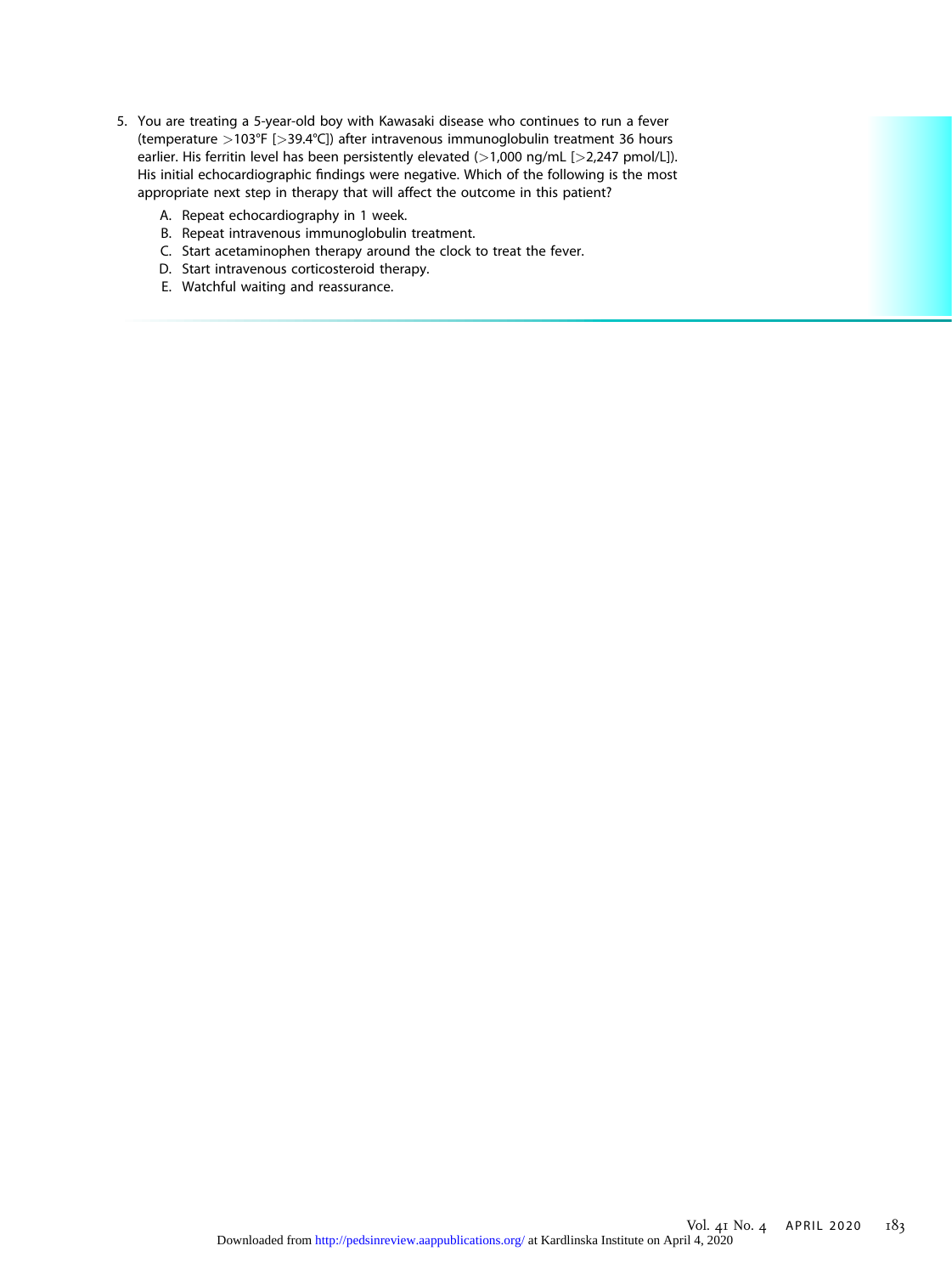5. You are treating a 5-year-old boy with Kawasaki disease who continues to run a fever (temperature >103°F [>39.4°C]) after intravenous immunoglobulin treatment 36 hours earlier. His ferritin level has been persistently elevated (>1,000 ng/mL [>2,247 pmol/L]). His initial echocardiographic findings were negative. Which of the following is the most appropriate next step in therapy that will affect the outcome in this patient?

   A. Repeat echocardiography in 1 week.
   B. Repeat intravenous immunoglobulin treatment.
   C. Start acetaminophen therapy around the clock to treat the fever.
   D. Start intravenous corticosteroid therapy.
   E. Watchful waiting and reassurance.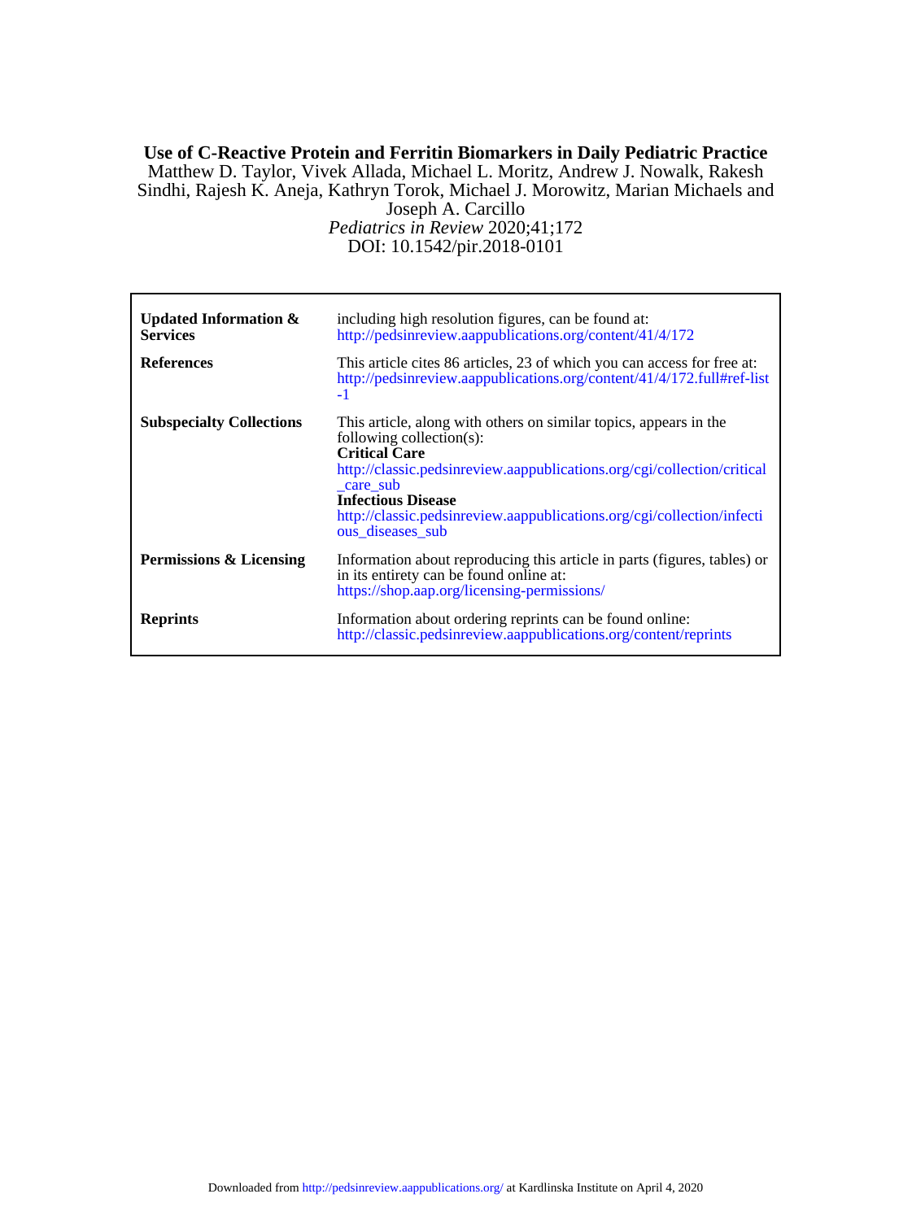**Use of C-Reactive Protein and Ferritin Biomarkers in Daily Pediatric Practice**

Matthew D. Taylor, Vivek Allada, Michael L. Moritz, Andrew J. Nowalk, Rakesh Sindhi, Rajesh K. Aneja, Kathryn Torok, Michael J. Morowitz, Marian Michaels and Joseph A. Carcillo

*Pediatrics in Review* 2020;41;172

DOI: 10.1542/pir.2018-0101

| | |
|---|---|
| **Updated Information & Services** | including high resolution figures, can be found at: http://pedsinreview.aappublications.org/content/41/4/172 |
| **References** | This article cites 86 articles, 23 of which you can access for free at: http://pedsinreview.aappublications.org/content/41/4/172.full#ref-list-1 |
| **Subspecialty Collections** | This article, along with others on similar topics, appears in the following collection(s): **Critical Care** http://classic.pedsinreview.aappublications.org/cgi/collection/critical_care_sub **Infectious Disease** http://classic.pedsinreview.aappublications.org/cgi/collection/infectious_diseases_sub |
| **Permissions & Licensing** | Information about reproducing this article in parts (figures, tables) or in its entirety can be found online at: https://shop.aap.org/licensing-permissions/ |
| **Reprints** | Information about ordering reprints can be found online: http://classic.pedsinreview.aappublications.org/content/reprints |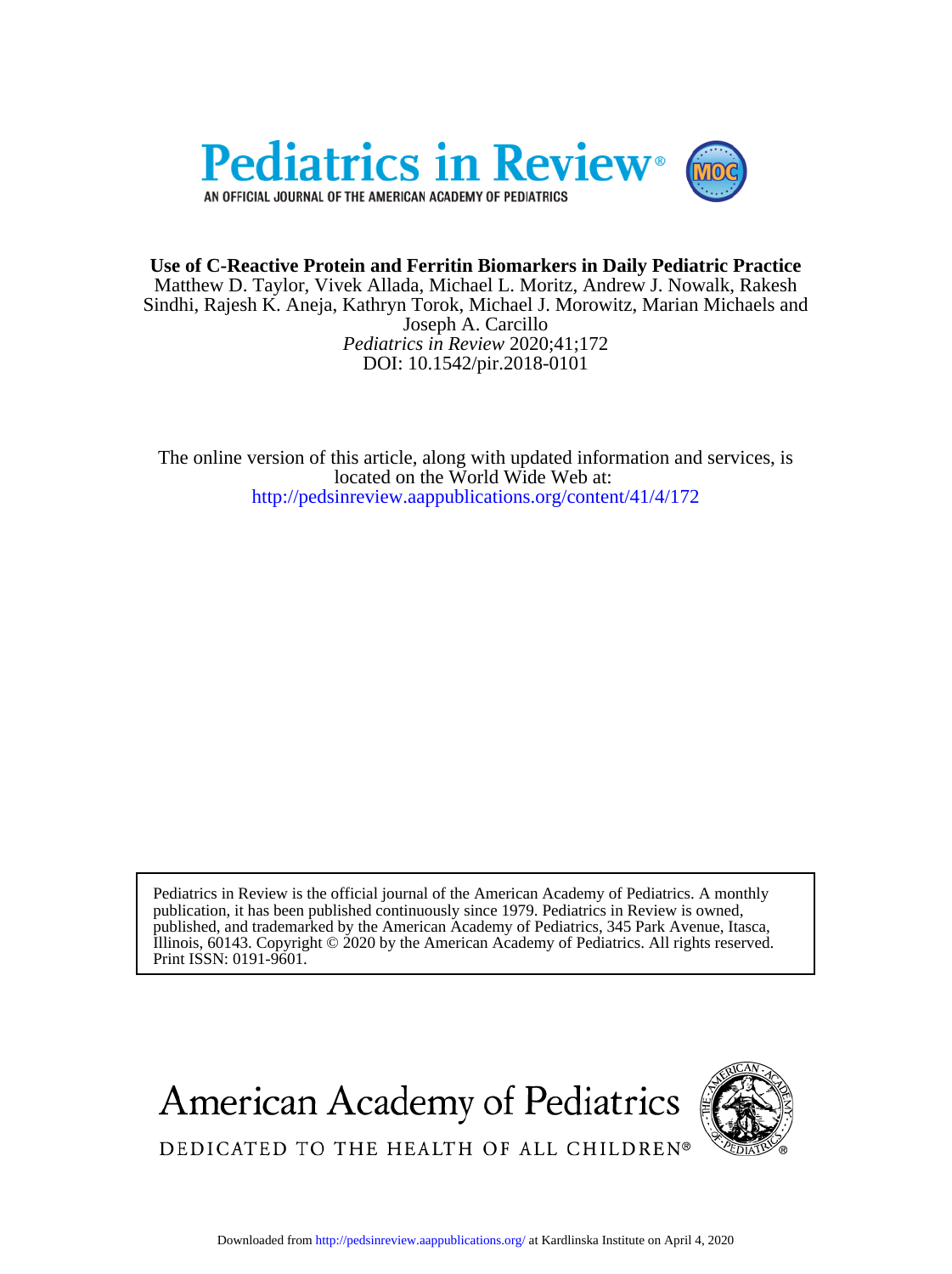**Pediatrics in Review**

AN OFFICIAL JOURNAL OF THE AMERICAN ACADEMY OF PEDIATRICS

**Use of C-Reactive Protein and Ferritin Biomarkers in Daily Pediatric Practice**

Matthew D. Taylor, Vivek Allada, Michael L. Moritz, Andrew J. Nowalk, Rakesh Sindhi, Rajesh K. Aneja, Kathryn Torok, Michael J. Morowitz, Marian Michaels and Joseph A. Carcillo

*Pediatrics in Review* 2020;41;172

DOI: 10.1542/pir.2018-0101

The online version of this article, along with updated information and services, is located on the World Wide Web at:

http://pedsinreview.aappublications.org/content/41/4/172

Pediatrics in Review is the official journal of the American Academy of Pediatrics. A monthly publication, it has been published continuously since 1979. Pediatrics in Review is owned, published, and trademarked by the American Academy of Pediatrics, 345 Park Avenue, Itasca, Illinois, 60143. Copyright © 2020 by the American Academy of Pediatrics. All rights reserved. Print ISSN: 0191-9601.

American Academy of Pediatrics

DEDICATED TO THE HEALTH OF ALL CHILDREN®

Downloaded from http://pedsinreview.aappublications.org/ at Kardlinska Institute on April 4, 2020